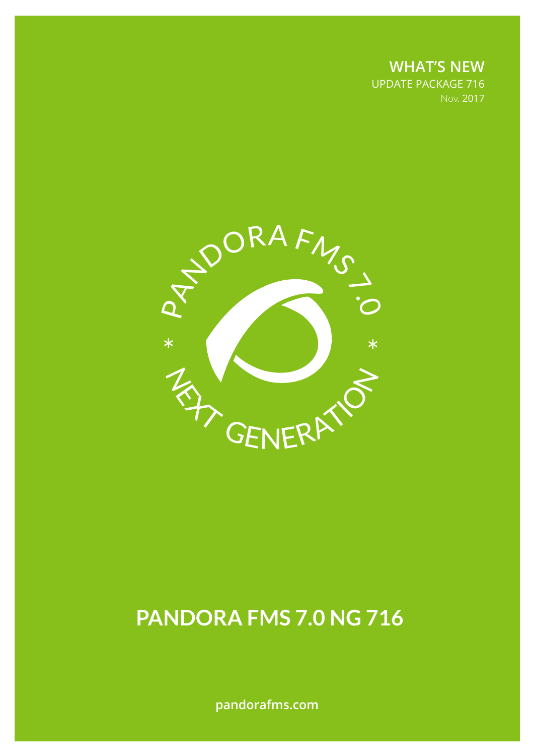**WHAT'S NEW**
UPDATE PACKAGE 716
Nov. 2017

PANDORA FMS 7.0 * NEXT GENERATION *

# PANDORA FMS 7.0 NG 716

pandorafms.com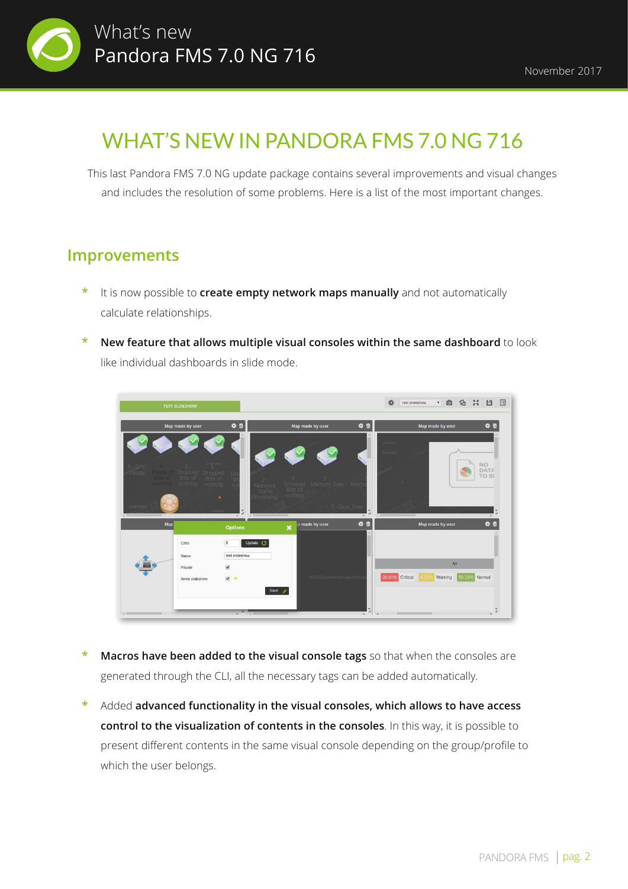# WHAT'S NEW IN PANDORA FMS 7.0 NG 716

This last Pandora FMS 7.0 NG update package contains several improvements and visual changes and includes the resolution of some problems. Here is a list of the most important changes.

## Improvements

- It is now possible to **create empty network maps manually** and not automatically calculate relationships.
- **New feature that allows multiple visual consoles within the same dashboard** to look like individual dashboards in slide mode.
- **Macros have been added to the visual console tags** so that when the consoles are generated through the CLI, all the necessary tags can be added automatically.
- Added **advanced functionality in the visual consoles, which allows to have access control to the visualization of contents in the consoles**. In this way, it is possible to present different contents in the same visual console depending on the group/profile to which the user belongs.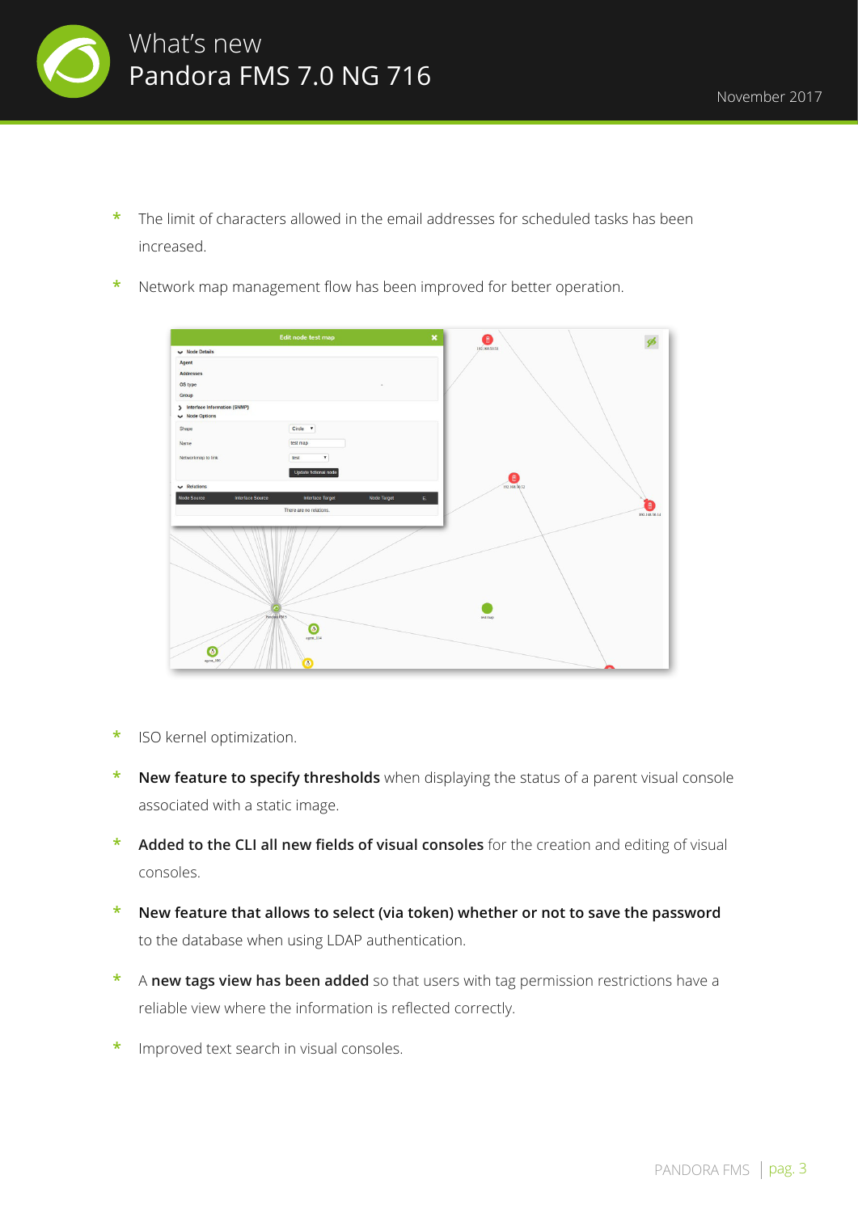- The limit of characters allowed in the email addresses for scheduled tasks has been increased.
- Network map management flow has been improved for better operation.
- ISO kernel optimization.
- **New feature to specify thresholds** when displaying the status of a parent visual console associated with a static image.
- **Added to the CLI all new fields of visual consoles** for the creation and editing of visual consoles.
- **New feature that allows to select (via token) whether or not to save the password** to the database when using LDAP authentication.
- A **new tags view has been added** so that users with tag permission restrictions have a reliable view where the information is reflected correctly.
- Improved text search in visual consoles.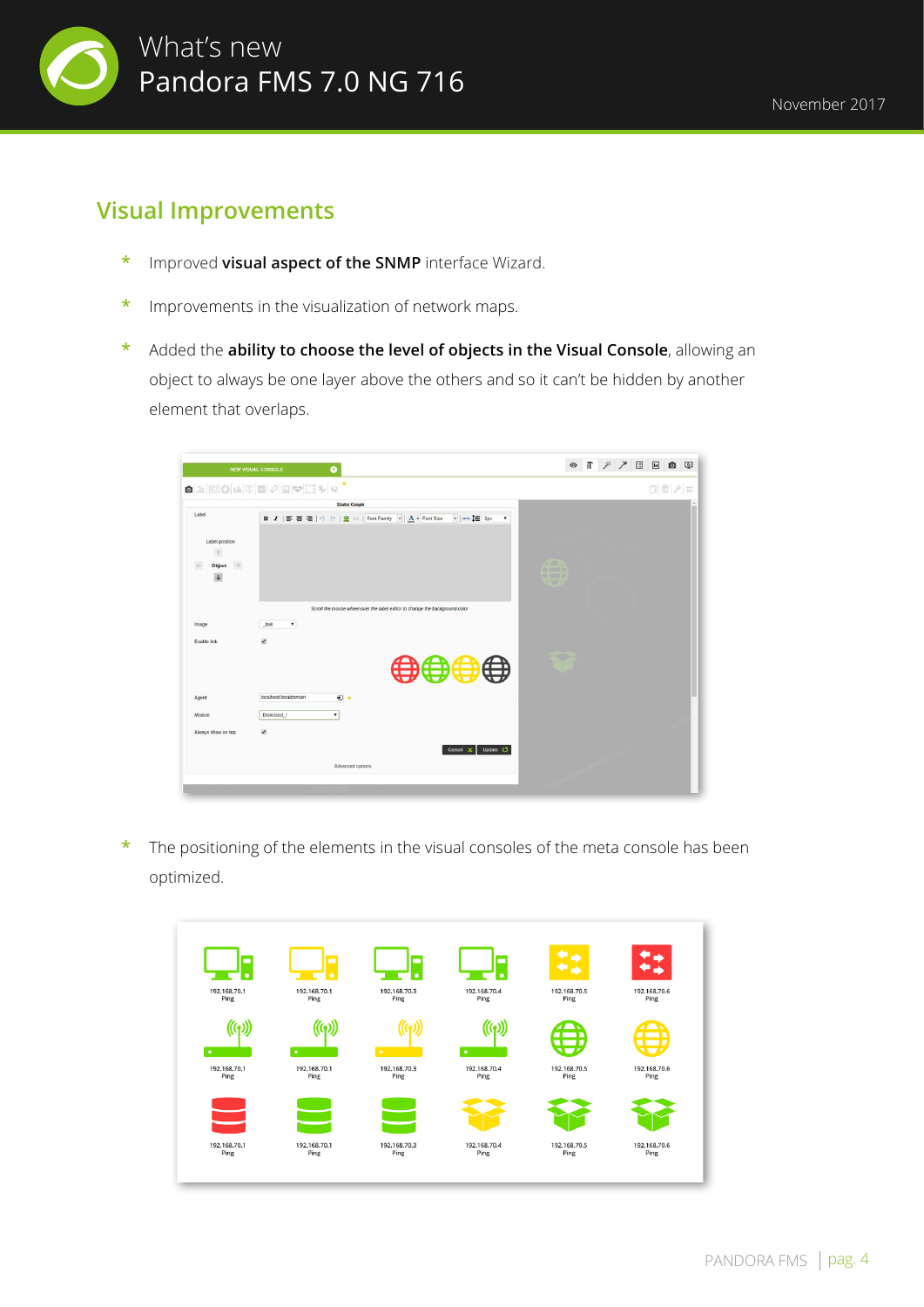## Visual Improvements

* Improved **visual aspect of the SNMP** interface Wizard.
* Improvements in the visualization of network maps.
* Added the **ability to choose the level of objects in the Visual Console**, allowing an object to always be one layer above the others and so it can't be hidden by another element that overlaps.
* The positioning of the elements in the visual consoles of the meta console has been optimized.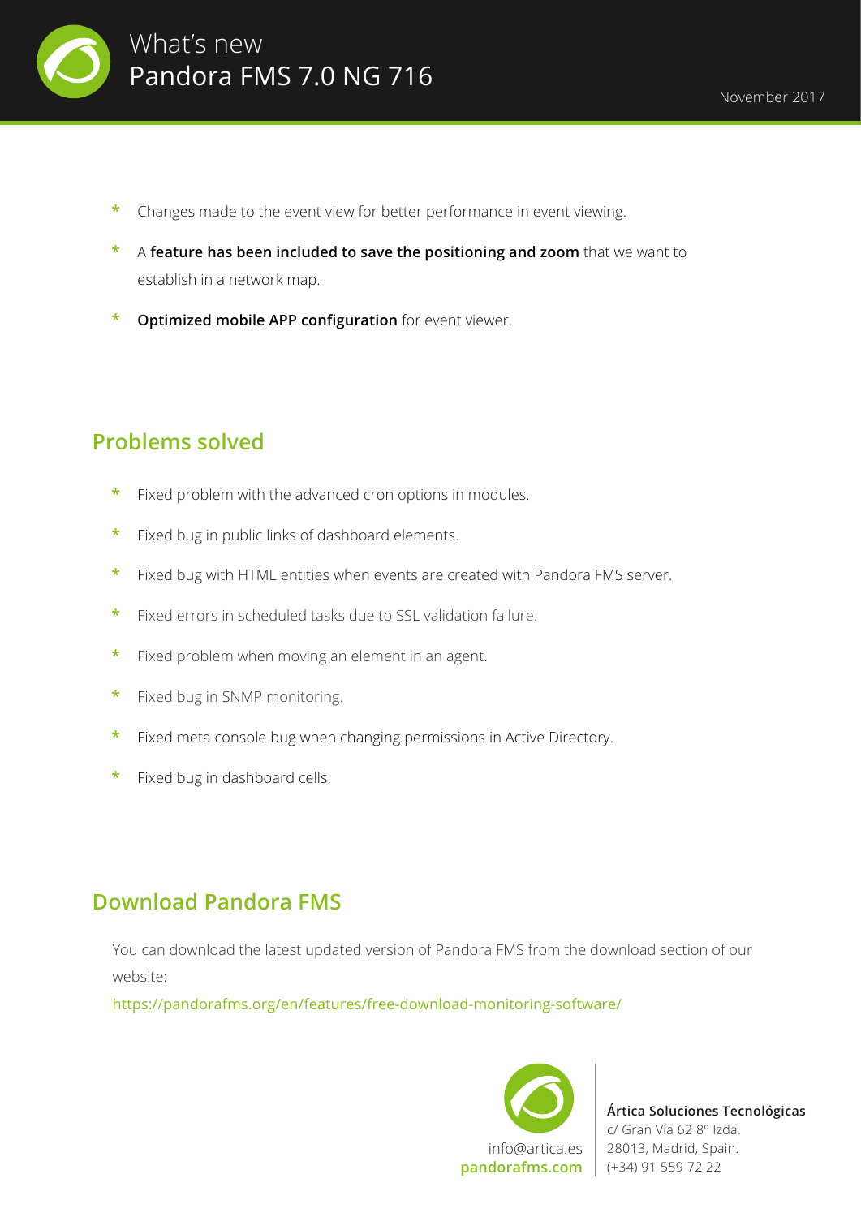- Changes made to the event view for better performance in event viewing.
- A **feature has been included to save the positioning and zoom** that we want to establish in a network map.
- **Optimized mobile APP configuration** for event viewer.

## Problems solved

- Fixed problem with the advanced cron options in modules.
- Fixed bug in public links of dashboard elements.
- Fixed bug with HTML entities when events are created with Pandora FMS server.
- Fixed errors in scheduled tasks due to SSL validation failure.
- Fixed problem when moving an element in an agent.
- Fixed bug in SNMP monitoring.
- Fixed meta console bug when changing permissions in Active Directory.
- Fixed bug in dashboard cells.

## Download Pandora FMS

You can download the latest updated version of Pandora FMS from the download section of our website:

https://pandorafms.org/en/features/free-download-monitoring-software/

info@artica.es
**pandorafms.com**

**Ártica Soluciones Tecnológicas**
c/ Gran Vía 62 8º Izda.
28013, Madrid, Spain.
(+34) 91 559 72 22